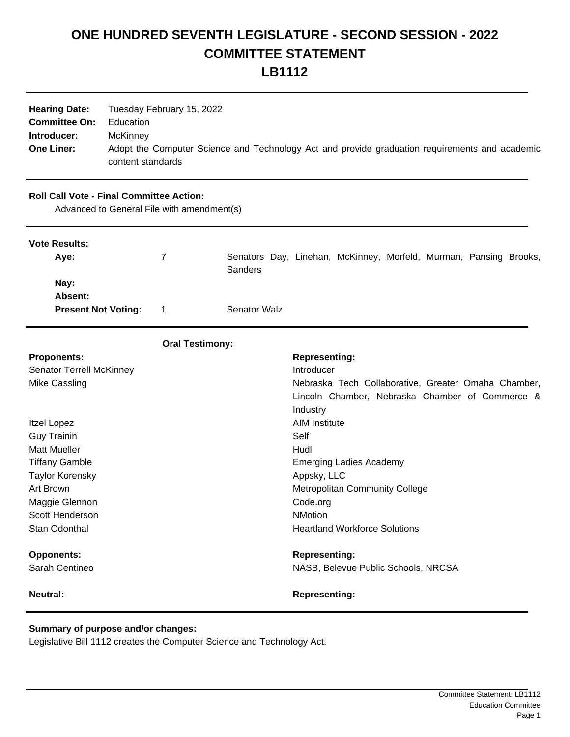# ONE HUNDRED SEVENTH LEGISLATURE - SECOND SESSION - 2022
# COMMITTEE STATEMENT
# LB1112

| | |
|---|---|
| **Hearing Date:** | Tuesday February 15, 2022 |
| **Committee On:** | Education |
| **Introducer:** | McKinney |
| **One Liner:** | Adopt the Computer Science and Technology Act and provide graduation requirements and academic content standards |

**Roll Call Vote - Final Committee Action:**

Advanced to General File with amendment(s)

**Vote Results:**

| | | |
|---|---|---|
| **Aye:** | 7 | Senators Day, Linehan, McKinney, Morfeld, Murman, Pansing Brooks, Sanders |
| **Nay:** | | |
| **Absent:** | | |
| **Present Not Voting:** | 1 | Senator Walz |

**Oral Testimony:**

| **Proponents:** | **Representing:** |
|---|---|
| Senator Terrell McKinney | Introducer |
| Mike Cassling | Nebraska Tech Collaborative, Greater Omaha Chamber, Lincoln Chamber, Nebraska Chamber of Commerce & Industry |
| Itzel Lopez | AIM Institute |
| Guy Trainin | Self |
| Matt Mueller | Hudl |
| Tiffany Gamble | Emerging Ladies Academy |
| Taylor Korensky | Appsky, LLC |
| Art Brown | Metropolitan Community College |
| Maggie Glennon | Code.org |
| Scott Henderson | NMotion |
| Stan Odonthal | Heartland Workforce Solutions |

| **Opponents:** | **Representing:** |
|---|---|
| Sarah Centineo | NASB, Belevue Public Schools, NRCSA |

| **Neutral:** | **Representing:** |
|---|---|

**Summary of purpose and/or changes:**

Legislative Bill 1112 creates the Computer Science and Technology Act.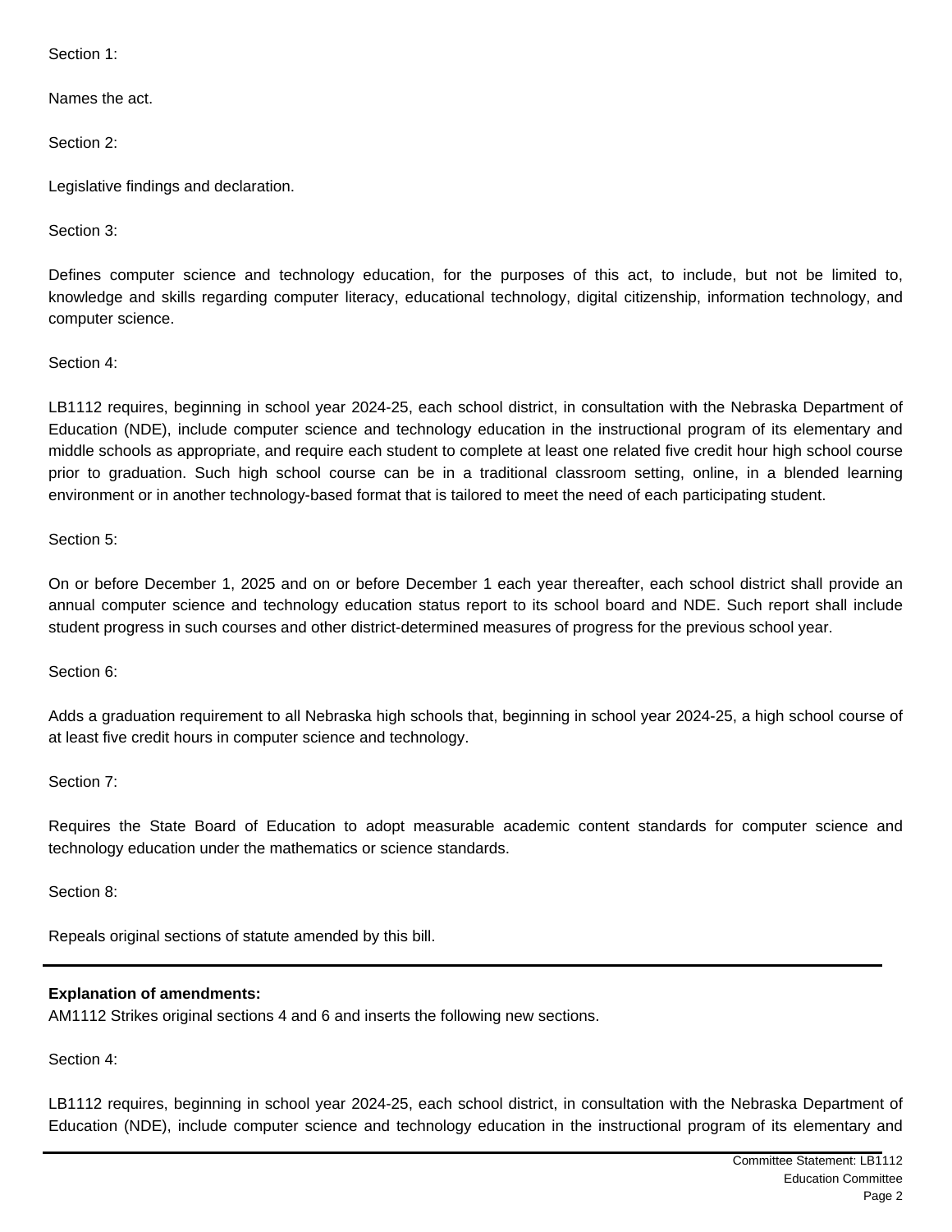Section 1:

Names the act.

Section 2:

Legislative findings and declaration.

Section 3:

Defines computer science and technology education, for the purposes of this act, to include, but not be limited to, knowledge and skills regarding computer literacy, educational technology, digital citizenship, information technology, and computer science.

Section 4:

LB1112 requires, beginning in school year 2024-25, each school district, in consultation with the Nebraska Department of Education (NDE), include computer science and technology education in the instructional program of its elementary and middle schools as appropriate, and require each student to complete at least one related five credit hour high school course prior to graduation. Such high school course can be in a traditional classroom setting, online, in a blended learning environment or in another technology-based format that is tailored to meet the need of each participating student.

Section 5:

On or before December 1, 2025 and on or before December 1 each year thereafter, each school district shall provide an annual computer science and technology education status report to its school board and NDE. Such report shall include student progress in such courses and other district-determined measures of progress for the previous school year.

Section 6:

Adds a graduation requirement to all Nebraska high schools that, beginning in school year 2024-25, a high school course of at least five credit hours in computer science and technology.

Section 7:

Requires the State Board of Education to adopt measurable academic content standards for computer science and technology education under the mathematics or science standards.

Section 8:

Repeals original sections of statute amended by this bill.

---

**Explanation of amendments:**
AM1112 Strikes original sections 4 and 6 and inserts the following new sections.

Section 4:

LB1112 requires, beginning in school year 2024-25, each school district, in consultation with the Nebraska Department of Education (NDE), include computer science and technology education in the instructional program of its elementary and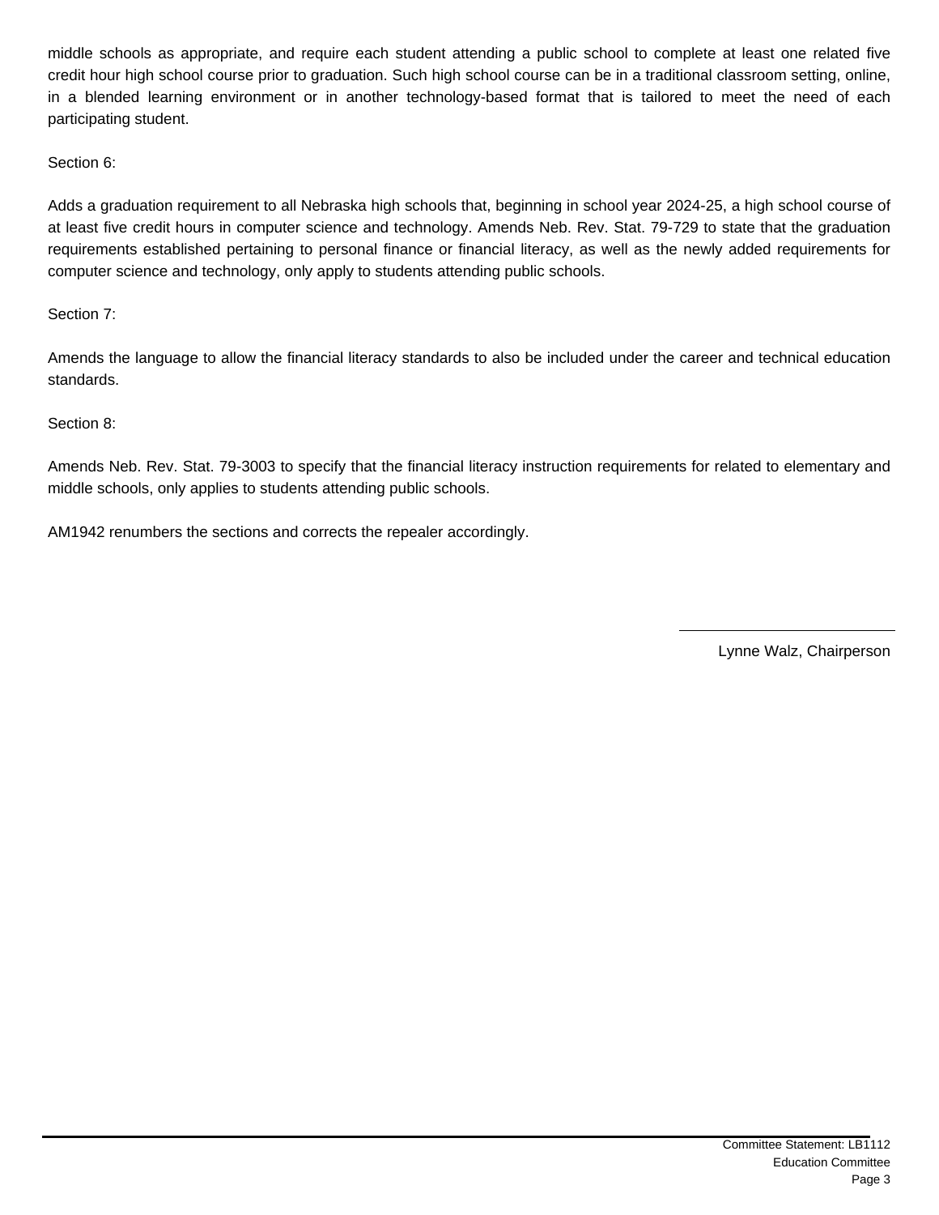middle schools as appropriate, and require each student attending a public school to complete at least one related five credit hour high school course prior to graduation. Such high school course can be in a traditional classroom setting, online, in a blended learning environment or in another technology-based format that is tailored to meet the need of each participating student.

Section 6:

Adds a graduation requirement to all Nebraska high schools that, beginning in school year 2024-25, a high school course of at least five credit hours in computer science and technology. Amends Neb. Rev. Stat. 79-729 to state that the graduation requirements established pertaining to personal finance or financial literacy, as well as the newly added requirements for computer science and technology, only apply to students attending public schools.

Section 7:

Amends the language to allow the financial literacy standards to also be included under the career and technical education standards.

Section 8:

Amends Neb. Rev. Stat. 79-3003 to specify that the financial literacy instruction requirements for related to elementary and middle schools, only applies to students attending public schools.

AM1942 renumbers the sections and corrects the repealer accordingly.

Lynne Walz, Chairperson